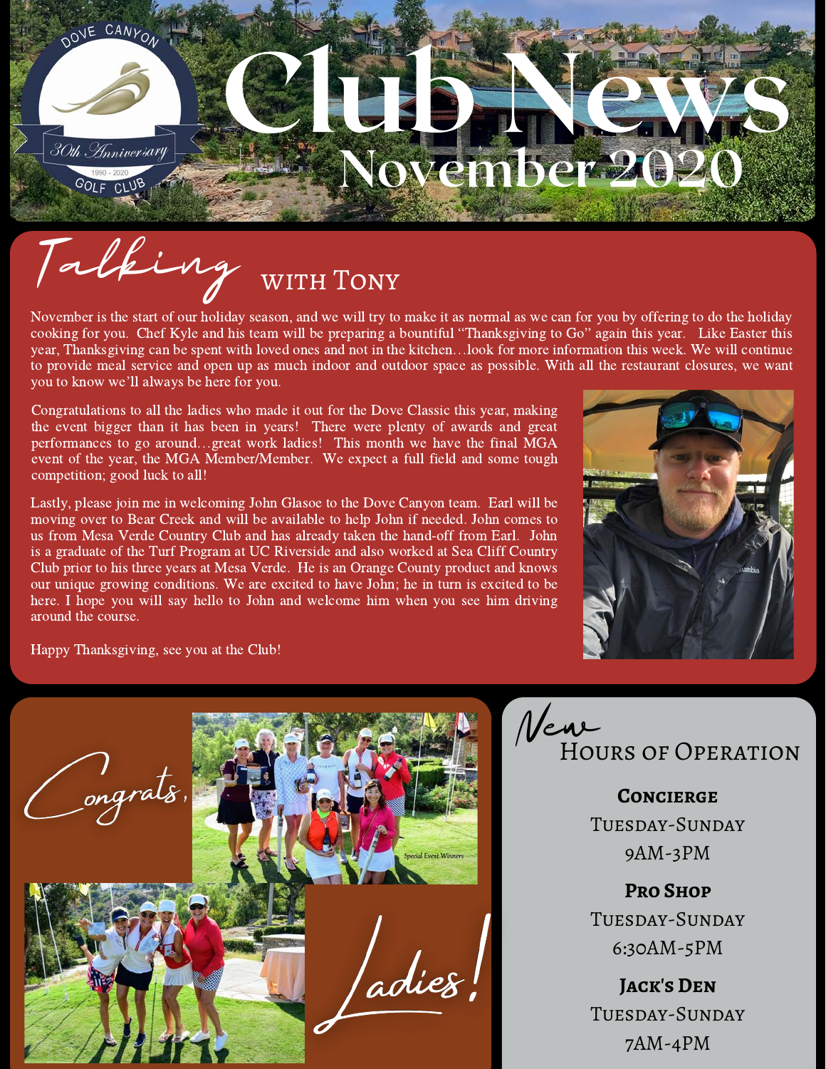# Club News

## November 2020

## Talking with Tony

November is the start of our holiday season, and we will try to make it as normal as we can for you by offering to do the holiday cooking for you. Chef Kyle and his team will be preparing a bountiful "Thanksgiving to Go" again this year. Like Easter this year, Thanksgiving can be spent with loved ones and not in the kitchen…look for more information this week. We will continue to provide meal service and open up as much indoor and outdoor space as possible. With all the restaurant closures, we want you to know we'll always be here for you.

Congratulations to all the ladies who made it out for the Dove Classic this year, making the event bigger than it has been in years! There were plenty of awards and great performances to go around…great work ladies! This month we have the final MGA event of the year, the MGA Member/Member. We expect a full field and some tough competition; good luck to all!

Lastly, please join me in welcoming John Glasoe to the Dove Canyon team. Earl will be moving over to Bear Creek and will be available to help John if needed. John comes to us from Mesa Verde Country Club and has already taken the hand-off from Earl. John is a graduate of the Turf Program at UC Riverside and also worked at Sea Cliff Country Club prior to his three years at Mesa Verde. He is an Orange County product and knows our unique growing conditions. We are excited to have John; he in turn is excited to be here. I hope you will say hello to John and welcome him when you see him driving around the course.

Happy Thanksgiving, see you at the Club!

## Congrats, Ladies!

Special Event Winners

## New Hours of Operation

**Concierge**
Tuesday-Sunday
9AM-3PM

**Pro Shop**
Tuesday-Sunday
6:30AM-5PM

**Jack's Den**
Tuesday-Sunday
7AM-4PM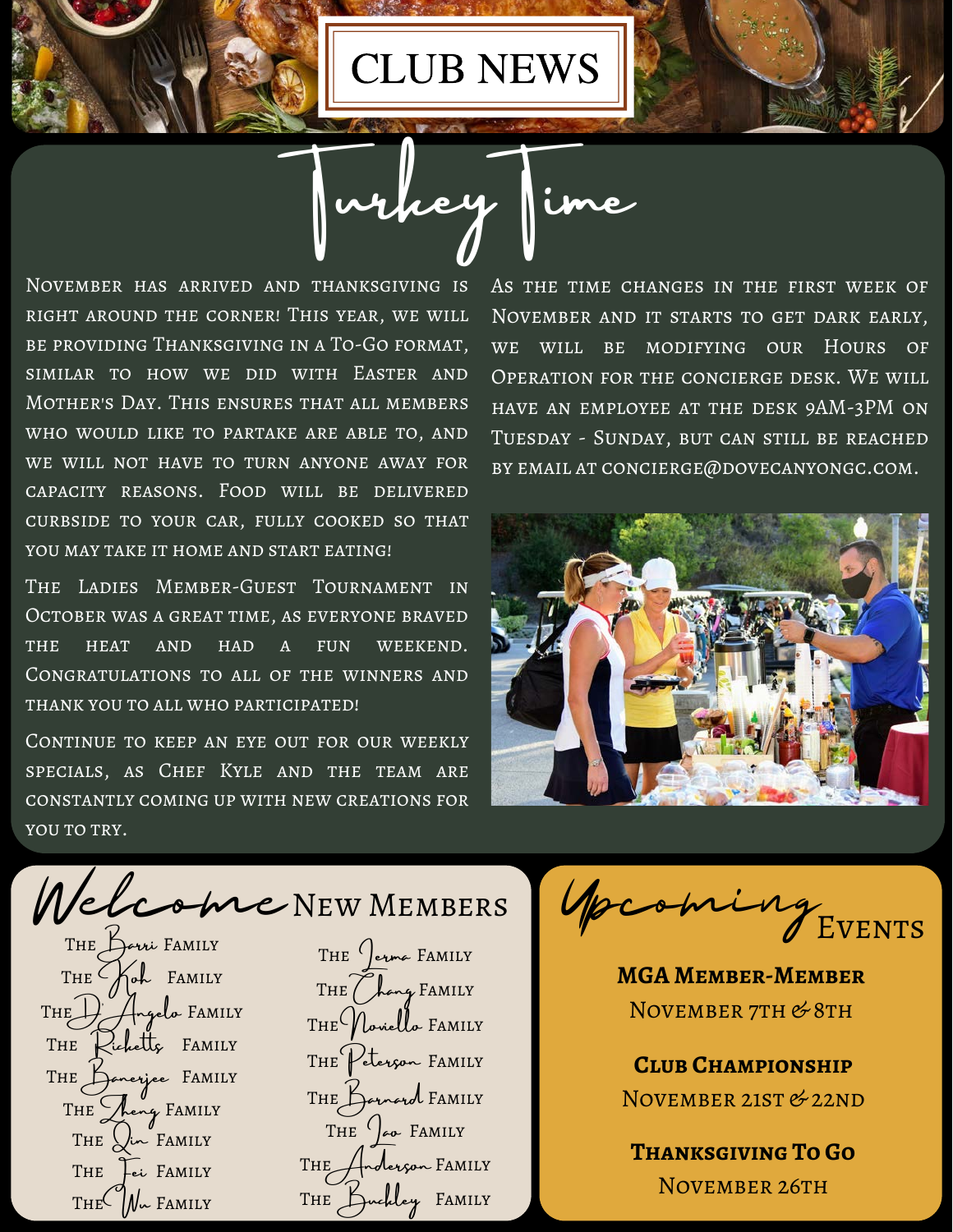# CLUB NEWS

## Turkey Time

November has arrived and thanksgiving is right around the corner! This year, we will be providing Thanksgiving in a To-Go format, similar to how we did with Easter and Mother's Day. This ensures that all members who would like to partake are able to, and we will not have to turn anyone away for capacity reasons. Food will be delivered curbside to your car, fully cooked so that you may take it home and start eating!

The Ladies Member-Guest Tournament in October was a great time, as everyone braved the heat and had a fun weekend. Congratulations to all of the winners and thank you to all who participated!

Continue to keep an eye out for our weekly specials, as Chef Kyle and the team are constantly coming up with new creations for you to try.

As the time changes in the first week of November and it starts to get dark early, we will be modifying our Hours of Operation for the concierge desk. We will have an employee at the desk 9AM-3PM on Tuesday - Sunday, but can still be reached by email at concierge@dovecanyongc.com.

## Welcome New Members

- The Barri Family
- The Koh Family
- The D'Angelo Family
- The Ricketts Family
- The Banerjee Family
- The Zheng Family
- The Qin Family
- The Fei Family
- The Wu Family
- The Jerma Family
- The Chang Family
- The Noviello Family
- The Peterson Family
- The Barnard Family
- The Jao Family
- The Anderson Family
- The Buckley Family

## Upcoming Events

**MGA Member-Member**
November 7th & 8th

**Club Championship**
November 21st & 22nd

**Thanksgiving To Go**
November 26th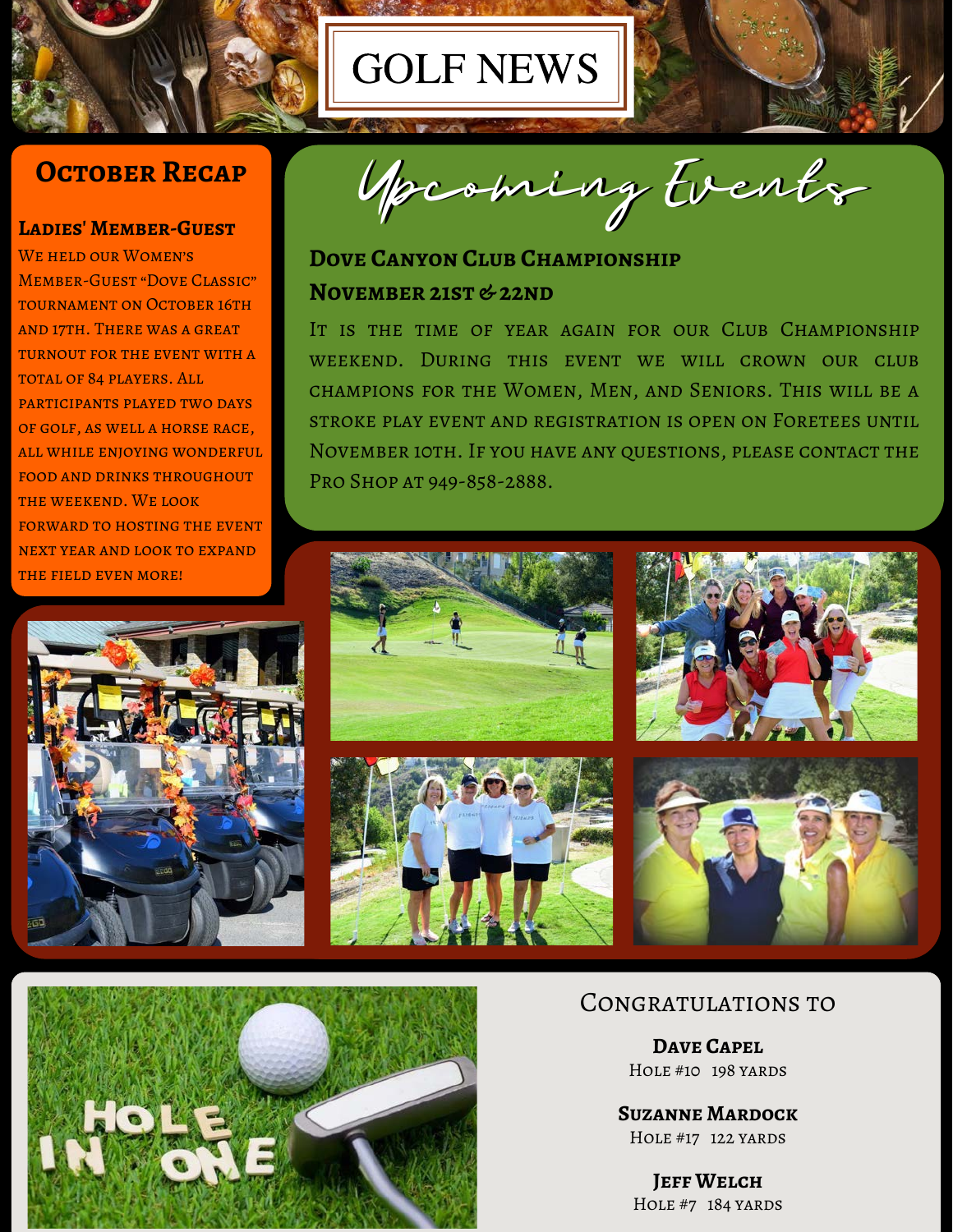# GOLF NEWS

## October Recap

### Ladies' Member-Guest

We held our Women's Member-Guest "Dove Classic" tournament on October 16th and 17th. There was a great turnout for the event with a total of 84 players. All participants played two days of golf, as well a horse race, all while enjoying wonderful food and drinks throughout the weekend. We look forward to hosting the event next year and look to expand the field even more!

## Upcoming Events

### Dove Canyon Club Championship
### November 21st & 22nd

It is the time of year again for our Club Championship weekend. During this event we will crown our club champions for the Women, Men, and Seniors. This will be a stroke play event and registration is open on Foretees until November 10th. If you have any questions, please contact the Pro Shop at 949-858-2888.

## Congratulations to

**Dave Capel**
Hole #10 198 yards

**Suzanne Mardock**
Hole #17 122 yards

**Jeff Welch**
Hole #7 184 yards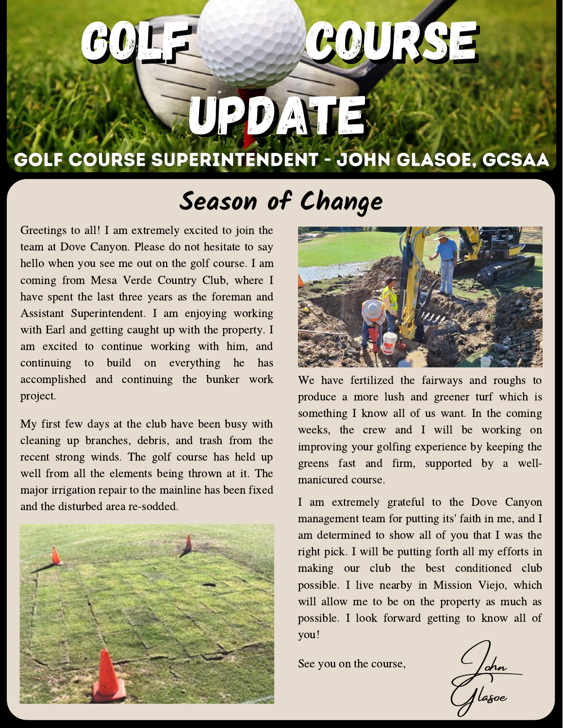# GOLF COURSE UPDATE

## GOLF COURSE SUPERINTENDENT - JOHN GLASOE, GCSAA

## Season of Change

Greetings to all! I am extremely excited to join the team at Dove Canyon. Please do not hesitate to say hello when you see me out on the golf course. I am coming from Mesa Verde Country Club, where I have spent the last three years as the foreman and Assistant Superintendent. I am enjoying working with Earl and getting caught up with the property. I am excited to continue working with him, and continuing to build on everything he has accomplished and continuing the bunker work project.

My first few days at the club have been busy with cleaning up branches, debris, and trash from the recent strong winds. The golf course has held up well from all the elements being thrown at it. The major irrigation repair to the mainline has been fixed and the disturbed area re-sodded.

We have fertilized the fairways and roughs to produce a more lush and greener turf which is something I know all of us want. In the coming weeks, the crew and I will be working on improving your golfing experience by keeping the greens fast and firm, supported by a well-manicured course.

I am extremely grateful to the Dove Canyon management team for putting its' faith in me, and I am determined to show all of you that I was the right pick. I will be putting forth all my efforts in making our club the best conditioned club possible. I live nearby in Mission Viejo, which will allow me to be on the property as much as possible. I look forward getting to know all of you!

See you on the course,

John Glasoe